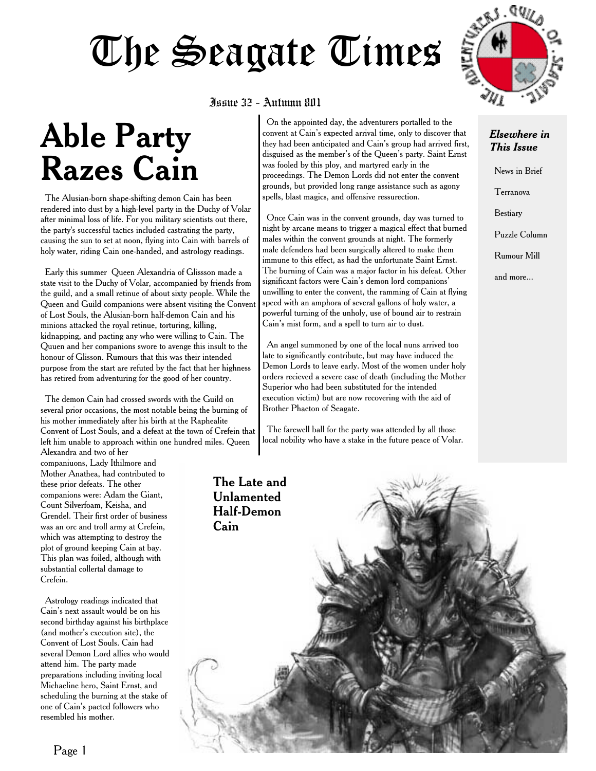# The Seagate Times

Issue 32 - Autumn 801

## Able Party Razes Cain

The Alusian-born shape-shifting demon Cain has been rendered into dust by a high-level party in the Duchy of Volar after minimal loss of life. For you military scientists out there, the party's successful tactics included castrating the party, causing the sun to set at noon, flying into Cain with barrels of holy water, riding Cain one-handed, and astrology readings.

Early this summer Queen Alexandria of Glissson made a state visit to the Duchy of Volar, accompanied by friends from the guild, and a small retinue of about sixty people. While the Queen and Guild companions were absent visiting the Convent of Lost Souls, the Alusian-born half-demon Cain and his minions attacked the royal retinue, torturing, killing, kidnapping, and pacting any who were willing to Cain. The Quuen and her companions swore to avenge this insult to the honour of Glisson. Rumours that this was their intended purpose from the start are refuted by the fact that her highness has retired from adventuring for the good of her country.

The demon Cain had crossed swords with the Guild on several prior occasions, the most notable being the burning of his mother immediately after his birth at the Raphealite Convent of Lost Souls, and a defeat at the town of Crefein that left him unable to approach within one hundred miles. Queen Alexandra and two of her companiuons, Lady Ithilmore and Mother Anathea, had contributed to these prior defeats. The other companions were: Adam the Giant, Count Silverfoam, Keisha, and Grendel. Their first order of business was an orc and troll army at Crefein, which was attempting to destroy the plot of ground keeping Cain at bay. This plan was foiled, although with substantial collertal damage to Crefein.

Astrology readings indicated that Cain's next assault would be on his second birthday against his birthplace (and mother's execution site), the Convent of Lost Souls. Cain had several Demon Lord allies who would attend him. The party made preparations including inviting local Michaeline hero, Saint Ernst, and scheduling the burning at the stake of one of Cain's pacted followers who resembled his mother.

On the appointed day, the adventurers portalled to the convent at Cain's expected arrival time, only to discover that they had been anticipated and Cain's group had arrived first, disguised as the member's of the Queen's party. Saint Ernst was fooled by this ploy, and martyred early in the proceedings. The Demon Lords did not enter the convent grounds, but provided long range assistance such as agony spells, blast magics, and offensive ressurection.

Once Cain was in the convent grounds, day was turned to night by arcane means to trigger a magical effect that burned males within the convent grounds at night. The formerly male defenders had been surgically altered to make them immune to this effect, as had the unfortunate Saint Ernst. The burning of Cain was a major factor in his defeat. Other significant factors were Cain's demon lord companions' unwilling to enter the convent, the ramming of Cain at flying speed with an amphora of several gallons of holy water, a powerful turning of the unholy, use of bound air to restrain Cain's mist form, and a spell to turn air to dust.

An angel summoned by one of the local nuns arrived too late to significantly contribute, but may have induced the Demon Lords to leave early. Most of the women under holy orders recieved a severe case of death (including the Mother Superior who had been substituted for the intended execution victim) but are now recovering with the aid of Brother Phaeton of Seagate.

The farewell ball for the party was attended by all those local nobility who have a stake in the future peace of Volar.

**The Late and Unlamented Half-Demon Cain**

### *Elsewhere in This Issue*

- News in Brief
- Terranova
- Bestiary
- Puzzle Column
- Rumour Mill
- and more...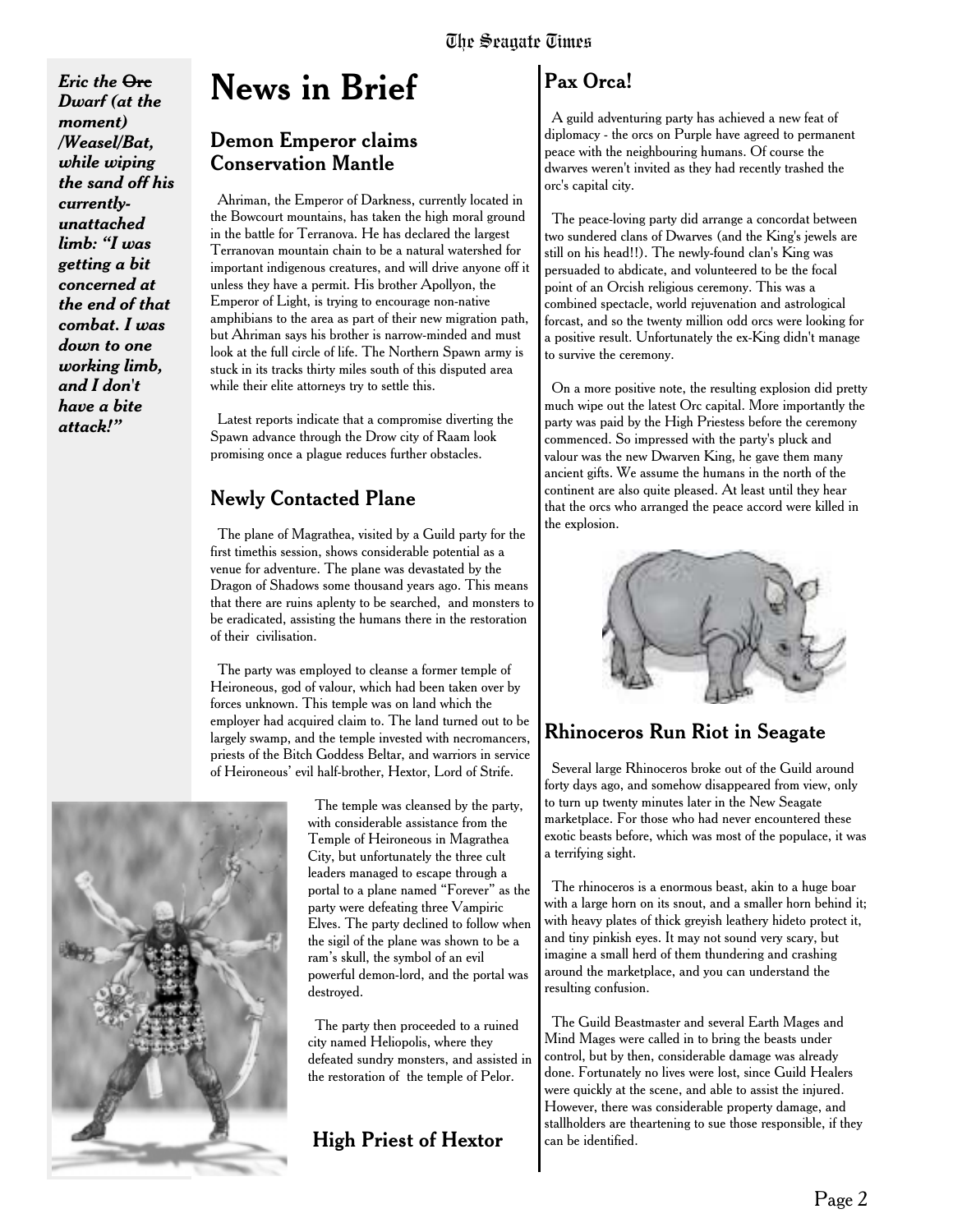*Eric the ~~Orc~~ Dwarf (at the moment) /Weasel/Bat, while wiping the sand off his currently-unattached limb: "I was getting a bit concerned at the end of that combat. I was down to one working limb, and I don't have a bite attack!"*

# News in Brief

## Demon Emperor claims Conservation Mantle

Ahriman, the Emperor of Darkness, currently located in the Bowcourt mountains, has taken the high moral ground in the battle for Terranova. He has declared the largest Terranovan mountain chain to be a natural watershed for important indigenous creatures, and will drive anyone off it unless they have a permit. His brother Apollyon, the Emperor of Light, is trying to encourage non-native amphibians to the area as part of their new migration path, but Ahriman says his brother is narrow-minded and must look at the full circle of life. The Northern Spawn army is stuck in its tracks thirty miles south of this disputed area while their elite attorneys try to settle this.

Latest reports indicate that a compromise diverting the Spawn advance through the Drow city of Raam look promising once a plague reduces further obstacles.

## Newly Contacted Plane

The plane of Magrathea, visited by a Guild party for the first timethis session, shows considerable potential as a venue for adventure. The plane was devastated by the Dragon of Shadows some thousand years ago. This means that there are ruins aplenty to be searched, and monsters to be eradicated, assisting the humans there in the restoration of their civilisation.

The party was employed to cleanse a former temple of Heironeous, god of valour, which had been taken over by forces unknown. This temple was on land which the employer had acquired claim to. The land turned out to be largely swamp, and the temple invested with necromancers, priests of the Bitch Goddess Beltar, and warriors in service of Heironeous' evil half-brother, Hextor, Lord of Strife.

The temple was cleansed by the party, with considerable assistance from the Temple of Heironeous in Magrathea City, but unfortunately the three cult leaders managed to escape through a portal to a plane named "Forever" as the party were defeating three Vampiric Elves. The party declined to follow when the sigil of the plane was shown to be a ram's skull, the symbol of an evil powerful demon-lord, and the portal was destroyed.

The party then proceeded to a ruined city named Heliopolis, where they defeated sundry monsters, and assisted in the restoration of the temple of Pelor.

**High Priest of Hextor**

## Pax Orca!

A guild adventuring party has achieved a new feat of diplomacy - the orcs on Purple have agreed to permanent peace with the neighbouring humans. Of course the dwarves weren't invited as they had recently trashed the orc's capital city.

The peace-loving party did arrange a concordat between two sundered clans of Dwarves (and the King's jewels are still on his head!!). The newly-found clan's King was persuaded to abdicate, and volunteered to be the focal point of an Orcish religious ceremony. This was a combined spectacle, world rejuvenation and astrological forcast, and so the twenty million odd orcs were looking for a positive result. Unfortunately the ex-King didn't manage to survive the ceremony.

On a more positive note, the resulting explosion did pretty much wipe out the latest Orc capital. More importantly the party was paid by the High Priestess before the ceremony commenced. So impressed with the party's pluck and valour was the new Dwarven King, he gave them many ancient gifts. We assume the humans in the north of the continent are also quite pleased. At least until they hear that the orcs who arranged the peace accord were killed in the explosion.

## Rhinoceros Run Riot in Seagate

Several large Rhinoceros broke out of the Guild around forty days ago, and somehow disappeared from view, only to turn up twenty minutes later in the New Seagate marketplace. For those who had never encountered these exotic beasts before, which was most of the populace, it was a terrifying sight.

The rhinoceros is a enormous beast, akin to a huge boar with a large horn on its snout, and a smaller horn behind it; with heavy plates of thick greyish leathery hideto protect it, and tiny pinkish eyes. It may not sound very scary, but imagine a small herd of them thundering and crashing around the marketplace, and you can understand the resulting confusion.

The Guild Beastmaster and several Earth Mages and Mind Mages were called in to bring the beasts under control, but by then, considerable damage was already done. Fortunately no lives were lost, since Guild Healers were quickly at the scene, and able to assist the injured. However, there was considerable property damage, and stallholders are theartening to sue those responsible, if they can be identified.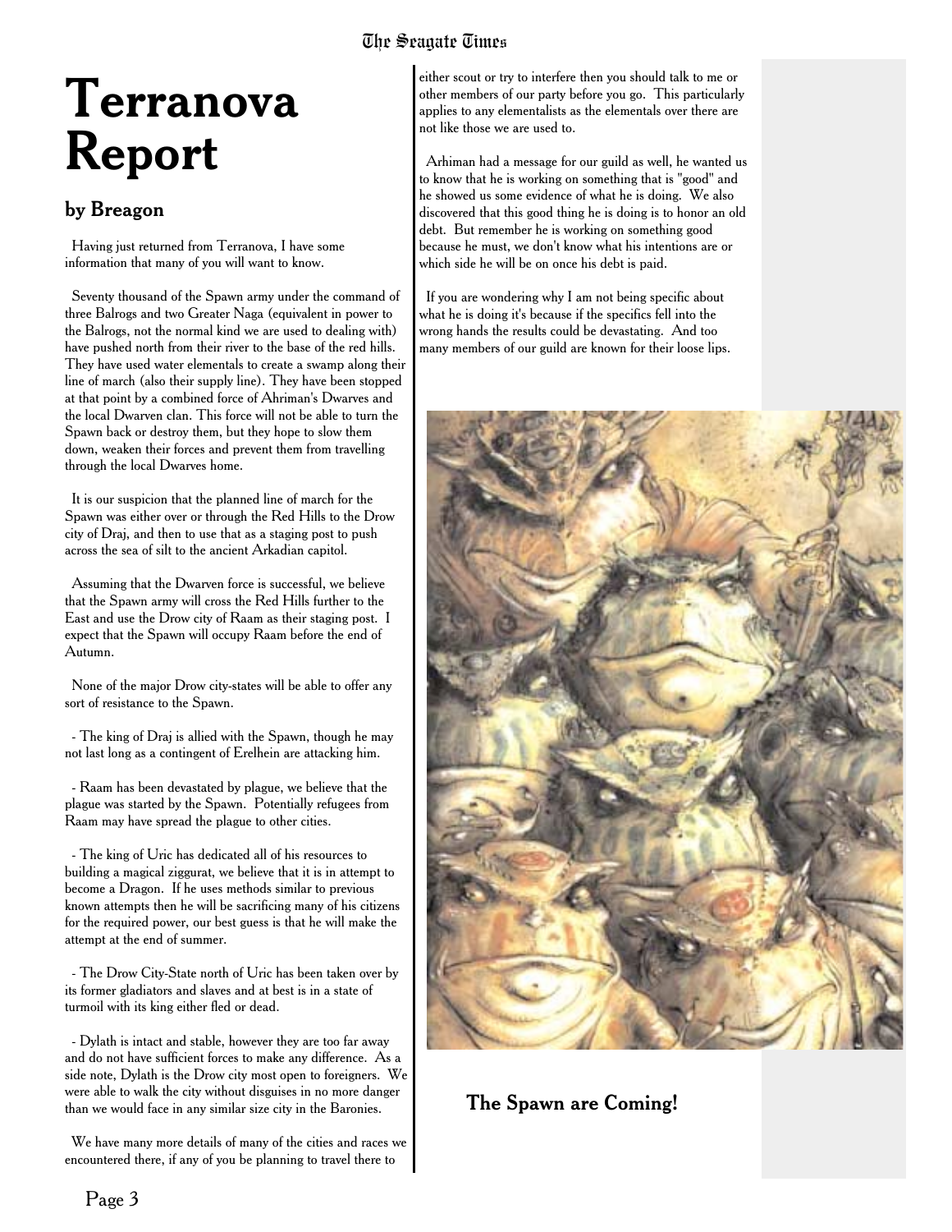# Terranova Report

### by Breagon

Having just returned from Terranova, I have some information that many of you will want to know.

Seventy thousand of the Spawn army under the command of three Balrogs and two Greater Naga (equivalent in power to the Balrogs, not the normal kind we are used to dealing with) have pushed north from their river to the base of the red hills. They have used water elementals to create a swamp along their line of march (also their supply line). They have been stopped at that point by a combined force of Ahriman's Dwarves and the local Dwarven clan. This force will not be able to turn the Spawn back or destroy them, but they hope to slow them down, weaken their forces and prevent them from travelling through the local Dwarves home.

It is our suspicion that the planned line of march for the Spawn was either over or through the Red Hills to the Drow city of Draj, and then to use that as a staging post to push across the sea of silt to the ancient Arkadian capitol.

Assuming that the Dwarven force is successful, we believe that the Spawn army will cross the Red Hills further to the East and use the Drow city of Raam as their staging post. I expect that the Spawn will occupy Raam before the end of Autumn.

None of the major Drow city-states will be able to offer any sort of resistance to the Spawn.

- The king of Draj is allied with the Spawn, though he may not last long as a contingent of Erelhein are attacking him.

- Raam has been devastated by plague, we believe that the plague was started by the Spawn. Potentially refugees from Raam may have spread the plague to other cities.

- The king of Uric has dedicated all of his resources to building a magical ziggurat, we believe that it is in attempt to become a Dragon. If he uses methods similar to previous known attempts then he will be sacrificing many of his citizens for the required power, our best guess is that he will make the attempt at the end of summer.

- The Drow City-State north of Uric has been taken over by its former gladiators and slaves and at best is in a state of turmoil with its king either fled or dead.

- Dylath is intact and stable, however they are too far away and do not have sufficient forces to make any difference. As a side note, Dylath is the Drow city most open to foreigners. We were able to walk the city without disguises in no more danger than we would face in any similar size city in the Baronies.

We have many more details of many of the cities and races we encountered there, if any of you be planning to travel there to either scout or try to interfere then you should talk to me or other members of our party before you go. This particularly applies to any elementalists as the elementals over there are not like those we are used to.

Arhiman had a message for our guild as well, he wanted us to know that he is working on something that is "good" and he showed us some evidence of what he is doing. We also discovered that this good thing he is doing is to honor an old debt. But remember he is working on something good because he must, we don't know what his intentions are or which side he will be on once his debt is paid.

If you are wondering why I am not being specific about what he is doing it's because if the specifics fell into the wrong hands the results could be devastating. And too many members of our guild are known for their loose lips.

**The Spawn are Coming!**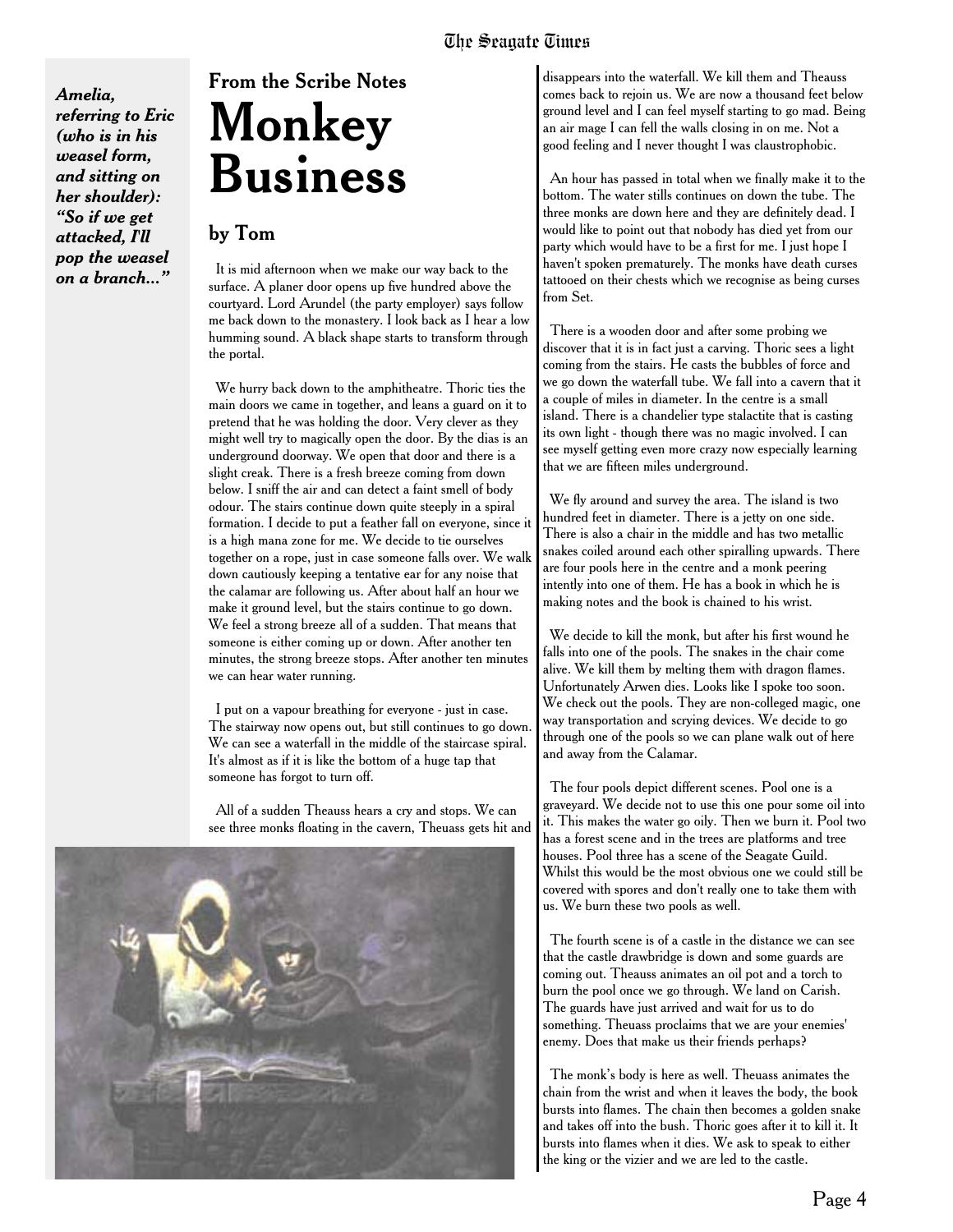*Amelia, referring to Eric (who is in his weasel form, and sitting on her shoulder): "So if we get attacked, I'll pop the weasel on a branch..."*

## From the Scribe Notes

# Monkey Business

### by Tom

It is mid afternoon when we make our way back to the surface. A planer door opens up five hundred above the courtyard. Lord Arundel (the party employer) says follow me back down to the monastery. I look back as I hear a low humming sound. A black shape starts to transform through the portal.

We hurry back down to the amphitheatre. Thoric ties the main doors we came in together, and leans a guard on it to pretend that he was holding the door. Very clever as they might well try to magically open the door. By the dias is an underground doorway. We open that door and there is a slight creak. There is a fresh breeze coming from down below. I sniff the air and can detect a faint smell of body odour. The stairs continue down quite steeply in a spiral formation. I decide to put a feather fall on everyone, since it is a high mana zone for me. We decide to tie ourselves together on a rope, just in case someone falls over. We walk down cautiously keeping a tentative ear for any noise that the calamar are following us. After about half an hour we make it ground level, but the stairs continue to go down. We feel a strong breeze all of a sudden. That means that someone is either coming up or down. After another ten minutes, the strong breeze stops. After another ten minutes we can hear water running.

I put on a vapour breathing for everyone - just in case. The stairway now opens out, but still continues to go down. We can see a waterfall in the middle of the staircase spiral. It's almost as if it is like the bottom of a huge tap that someone has forgot to turn off.

All of a sudden Theauss hears a cry and stops. We can see three monks floating in the cavern, Theuass gets hit and disappears into the waterfall. We kill them and Theauss comes back to rejoin us. We are now a thousand feet below ground level and I can feel myself starting to go mad. Being an air mage I can fell the walls closing in on me. Not a good feeling and I never thought I was claustrophobic.

An hour has passed in total when we finally make it to the bottom. The water stills continues on down the tube. The three monks are down here and they are definitely dead. I would like to point out that nobody has died yet from our party which would have to be a first for me. I just hope I haven't spoken prematurely. The monks have death curses tattooed on their chests which we recognise as being curses from Set.

There is a wooden door and after some probing we discover that it is in fact just a carving. Thoric sees a light coming from the stairs. He casts the bubbles of force and we go down the waterfall tube. We fall into a cavern that it a couple of miles in diameter. In the centre is a small island. There is a chandelier type stalactite that is casting its own light - though there was no magic involved. I can see myself getting even more crazy now especially learning that we are fifteen miles underground.

We fly around and survey the area. The island is two hundred feet in diameter. There is a jetty on one side. There is also a chair in the middle and has two metallic snakes coiled around each other spiralling upwards. There are four pools here in the centre and a monk peering intently into one of them. He has a book in which he is making notes and the book is chained to his wrist.

We decide to kill the monk, but after his first wound he falls into one of the pools. The snakes in the chair come alive. We kill them by melting them with dragon flames. Unfortunately Arwen dies. Looks like I spoke too soon. We check out the pools. They are non-colleged magic, one way transportation and scrying devices. We decide to go through one of the pools so we can plane walk out of here and away from the Calamar.

The four pools depict different scenes. Pool one is a graveyard. We decide not to use this one pour some oil into it. This makes the water go oily. Then we burn it. Pool two has a forest scene and in the trees are platforms and tree houses. Pool three has a scene of the Seagate Guild. Whilst this would be the most obvious one we could still be covered with spores and don't really one to take them with us. We burn these two pools as well.

The fourth scene is of a castle in the distance we can see that the castle drawbridge is down and some guards are coming out. Theauss animates an oil pot and a torch to burn the pool once we go through. We land on Carish. The guards have just arrived and wait for us to do something. Theuass proclaims that we are your enemies' enemy. Does that make us their friends perhaps?

The monk's body is here as well. Theuass animates the chain from the wrist and when it leaves the body, the book bursts into flames. The chain then becomes a golden snake and takes off into the bush. Thoric goes after it to kill it. It bursts into flames when it dies. We ask to speak to either the king or the vizier and we are led to the castle.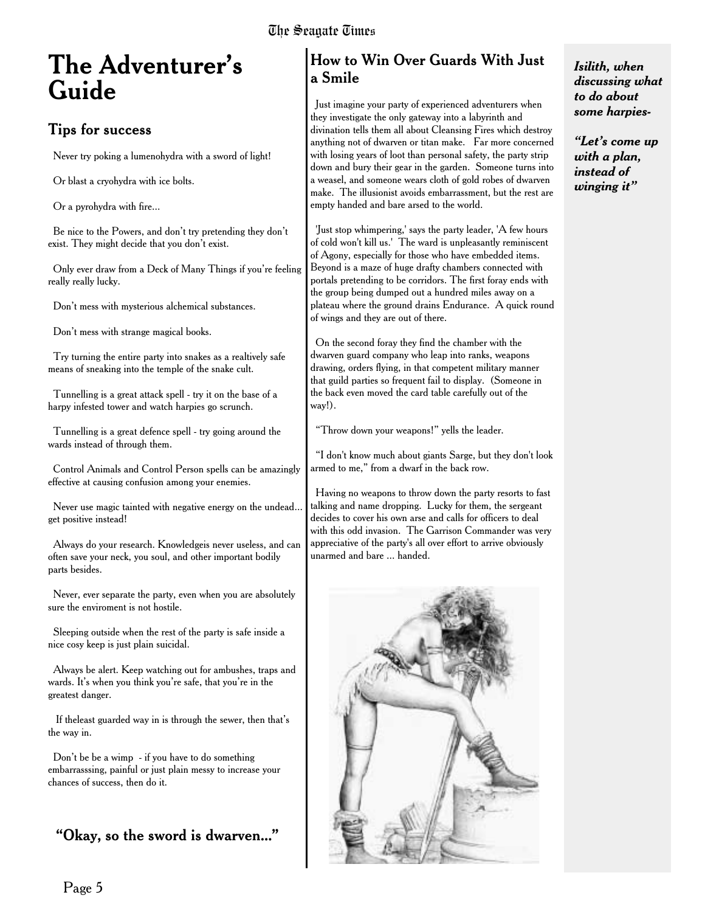# The Adventurer's Guide

## Tips for success

Never try poking a lumenohydra with a sword of light!

Or blast a cryohydra with ice bolts.

Or a pyrohydra with fire...

Be nice to the Powers, and don't try pretending they don't exist. They might decide that you don't exist.

Only ever draw from a Deck of Many Things if you're feeling really really lucky.

Don't mess with mysterious alchemical substances.

Don't mess with strange magical books.

Try turning the entire party into snakes as a realtively safe means of sneaking into the temple of the snake cult.

Tunnelling is a great attack spell - try it on the base of a harpy infested tower and watch harpies go scrunch.

Tunnelling is a great defence spell - try going around the wards instead of through them.

Control Animals and Control Person spells can be amazingly effective at causing confusion among your enemies.

Never use magic tainted with negative energy on the undead... get positive instead!

Always do your research. Knowledgeis never useless, and can often save your neck, you soul, and other important bodily parts besides.

Never, ever separate the party, even when you are absolutely sure the enviroment is not hostile.

Sleeping outside when the rest of the party is safe inside a nice cosy keep is just plain suicidal.

Always be alert. Keep watching out for ambushes, traps and wards. It's when you think you're safe, that you're in the greatest danger.

If theleast guarded way in is through the sewer, then that's the way in.

Don't be be a wimp - if you have to do something embarrasssing, painful or just plain messy to increase your chances of success, then do it.

**"Okay, so the sword is dwarven..."**

## How to Win Over Guards With Just a Smile

Just imagine your party of experienced adventurers when they investigate the only gateway into a labyrinth and divination tells them all about Cleansing Fires which destroy anything not of dwarven or titan make. Far more concerned with losing years of loot than personal safety, the party strip down and bury their gear in the garden. Someone turns into a weasel, and someone wears cloth of gold robes of dwarven make. The illusionist avoids embarrassment, but the rest are empty handed and bare arsed to the world.

'Just stop whimpering,' says the party leader, 'A few hours of cold won't kill us.' The ward is unpleasantly reminiscent of Agony, especially for those who have embedded items. Beyond is a maze of huge drafty chambers connected with portals pretending to be corridors. The first foray ends with the group being dumped out a hundred miles away on a plateau where the ground drains Endurance. A quick round of wings and they are out of there.

On the second foray they find the chamber with the dwarven guard company who leap into ranks, weapons drawing, orders flying, in that competent military manner that guild parties so frequent fail to display. (Someone in the back even moved the card table carefully out of the way!).

"Throw down your weapons!" yells the leader.

"I don't know much about giants Sarge, but they don't look armed to me," from a dwarf in the back row.

Having no weapons to throw down the party resorts to fast talking and name dropping. Lucky for them, the sergeant decides to cover his own arse and calls for officers to deal with this odd invasion. The Garrison Commander was very appreciative of the party's all over effort to arrive obviously unarmed and bare ... handed.

***Isilith, when discussing what to do about some harpies-***

***"Let's come up with a plan, instead of winging it"***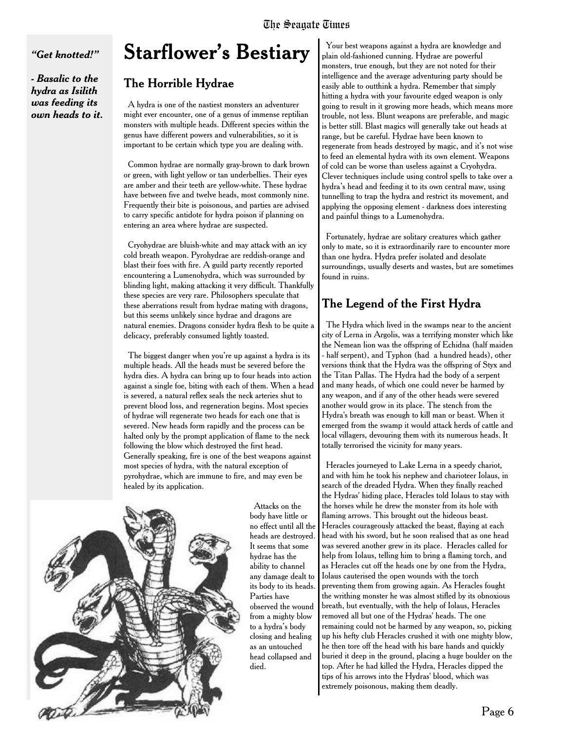*"Get knotted!"*

*- Basalic to the hydra as Isilith was feeding its own heads to it.*

# Starflower's Bestiary

## The Horrible Hydrae

A hydra is one of the nastiest monsters an adventurer might ever encounter, one of a genus of immense reptilian monsters with multiple heads. Different species within the genus have different powers and vulnerabilities, so it is important to be certain which type you are dealing with.

Common hydrae are normally gray-brown to dark brown or green, with light yellow or tan underbellies. Their eyes are amber and their teeth are yellow-white. These hydrae have between five and twelve heads, most commonly nine. Frequently their bite is poisonous, and parties are advised to carry specific antidote for hydra poison if planning on entering an area where hydrae are suspected.

Cryohydrae are bluish-white and may attack with an icy cold breath weapon. Pyrohydrae are reddish-orange and blast their foes with fire. A guild party recently reported encountering a Lumenohydra, which was surrounded by blinding light, making attacking it very difficult. Thankfully these species are very rare. Philosophers speculate that these aberrations result from hydrae mating with dragons, but this seems unlikely since hydrae and dragons are natural enemies. Dragons consider hydra flesh to be quite a delicacy, preferably consumed lightly toasted.

The biggest danger when you're up against a hydra is its multiple heads. All the heads must be severed before the hydra dies. A hydra can bring up to four heads into action against a single foe, biting with each of them. When a head is severed, a natural reflex seals the neck arteries shut to prevent blood loss, and regeneration begins. Most species of hydrae will regenerate two heads for each one that is severed. New heads form rapidly and the process can be halted only by the prompt application of flame to the neck following the blow which destroyed the first head. Generally speaking, fire is one of the best weapons against most species of hydra, with the natural exception of pyrohydrae, which are immune to fire, and may even be healed by its application.

Attacks on the body have little or no effect until all the heads are destroyed. It seems that some hydrae has the ability to channel any damage dealt to its body to its heads. Parties have observed the wound from a mighty blow to a hydra's body closing and healing as an untouched head collapsed and died.

Your best weapons against a hydra are knowledge and plain old-fashioned cunning. Hydrae are powerful monsters, true enough, but they are not noted for their intelligence and the average adventuring party should be easily able to outthink a hydra. Remember that simply hitting a hydra with your favourite edged weapon is only going to result in it growing more heads, which means more trouble, not less. Blunt weapons are preferable, and magic is better still. Blast magics will generally take out heads at range, but be careful. Hydrae have been known to regenerate from heads destroyed by magic, and it's not wise to feed an elemental hydra with its own element. Weapons of cold can be worse than useless against a Cryohydra. Clever techniques include using control spells to take over a hydra's head and feeding it to its own central maw, using tunnelling to trap the hydra and restrict its movement, and applying the opposing element - darkness does interesting and painful things to a Lumenohydra.

Fortunately, hydrae are solitary creatures which gather only to mate, so it is extraordinarily rare to encounter more than one hydra. Hydra prefer isolated and desolate surroundings, usually deserts and wastes, but are sometimes found in ruins.

## The Legend of the First Hydra

The Hydra which lived in the swamps near to the ancient city of Lerna in Argolis, was a terrifying monster which like the Nemean lion was the offspring of Echidna (half maiden - half serpent), and Typhon (had a hundred heads), other versions think that the Hydra was the offspring of Styx and the Titan Pallas. The Hydra had the body of a serpent and many heads, of which one could never be harmed by any weapon, and if any of the other heads were severed another would grow in its place. The stench from the Hydra's breath was enough to kill man or beast. When it emerged from the swamp it would attack herds of cattle and local villagers, devouring them with its numerous heads. It totally terrorised the vicinity for many years.

Heracles journeyed to Lake Lerna in a speedy chariot, and with him he took his nephew and charioteer Iolaus, in search of the dreaded Hydra. When they finally reached the Hydras' hiding place, Heracles told Iolaus to stay with the horses while he drew the monster from its hole with flaming arrows. This brought out the hideous beast. Heracles courageously attacked the beast, flaying at each head with his sword, but he soon realised that as one head was severed another grew in its place. Heracles called for help from Iolaus, telling him to bring a flaming torch, and as Heracles cut off the heads one by one from the Hydra, Iolaus cauterised the open wounds with the torch preventing them from growing again. As Heracles fought the writhing monster he was almost stifled by its obnoxious breath, but eventually, with the help of Iolaus, Heracles removed all but one of the Hydras' heads. The one remaining could not be harmed by any weapon, so, picking up his hefty club Heracles crushed it with one mighty blow, he then tore off the head with his bare hands and quickly buried it deep in the ground, placing a huge boulder on the top. After he had killed the Hydra, Heracles dipped the tips of his arrows into the Hydras' blood, which was extremely poisonous, making them deadly.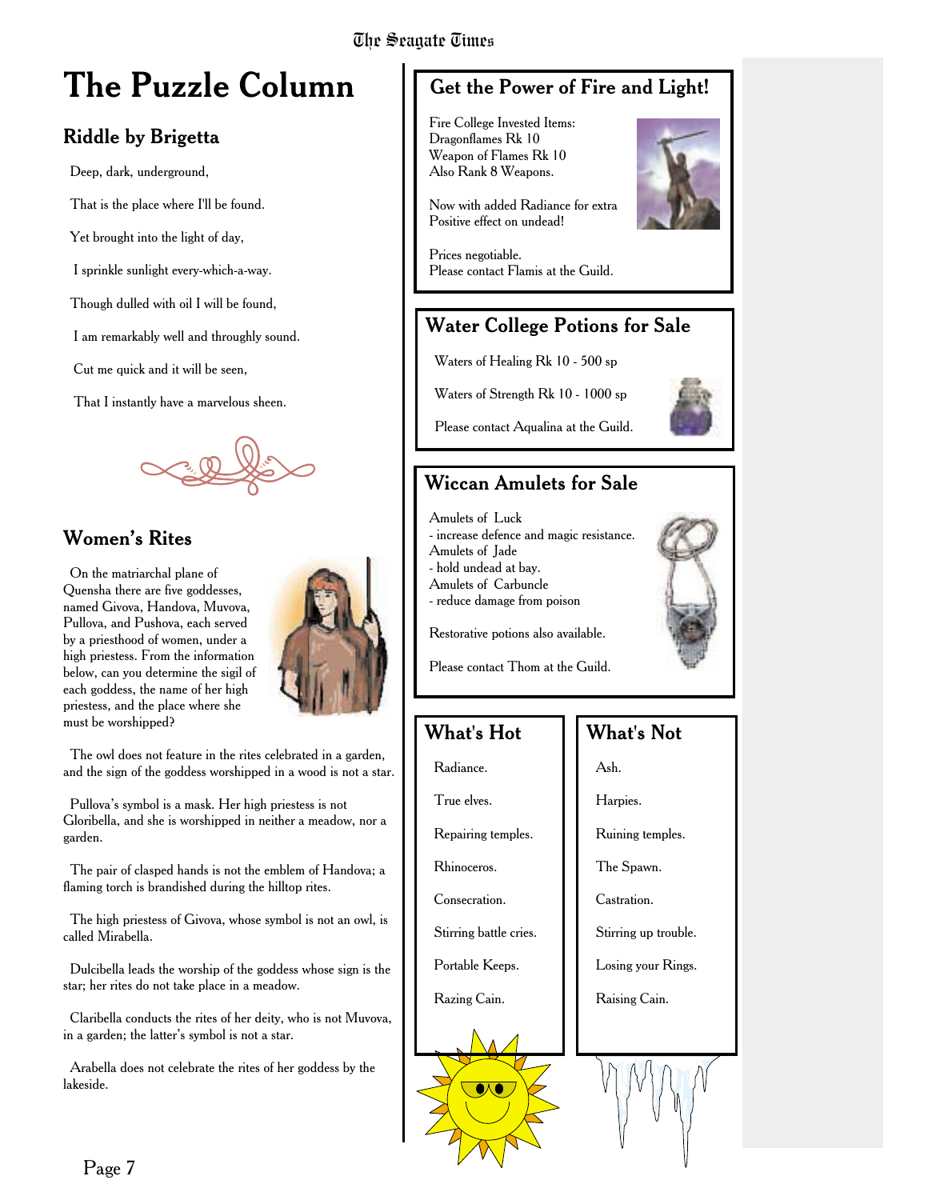# The Puzzle Column

## Riddle by Brigetta

Deep, dark, underground,

That is the place where I'll be found.

Yet brought into the light of day,

I sprinkle sunlight every-which-a-way.

Though dulled with oil I will be found,

I am remarkably well and throughly sound.

Cut me quick and it will be seen,

That I instantly have a marvelous sheen.

## Women's Rites

On the matriarchal plane of Quensha there are five goddesses, named Givova, Handova, Muvova, Pullova, and Pushova, each served by a priesthood of women, under a high priestess. From the information below, can you determine the sigil of each goddess, the name of her high priestess, and the place where she must be worshipped?

The owl does not feature in the rites celebrated in a garden, and the sign of the goddess worshipped in a wood is not a star.

Pullova's symbol is a mask. Her high priestess is not Gloribella, and she is worshipped in neither a meadow, nor a garden.

The pair of clasped hands is not the emblem of Handova; a flaming torch is brandished during the hilltop rites.

The high priestess of Givova, whose symbol is not an owl, is called Mirabella.

Dulcibella leads the worship of the goddess whose sign is the star; her rites do not take place in a meadow.

Claribella conducts the rites of her deity, who is not Muvova, in a garden; the latter's symbol is not a star.

Arabella does not celebrate the rites of her goddess by the lakeside.

## Get the Power of Fire and Light!

Fire College Invested Items:
Dragonflames Rk 10
Weapon of Flames Rk 10
Also Rank 8 Weapons.

Now with added Radiance for extra Positive effect on undead!

Prices negotiable.
Please contact Flamis at the Guild.

## Water College Potions for Sale

Waters of Healing Rk 10 - 500 sp

Waters of Strength Rk 10 - 1000 sp

Please contact Aqualina at the Guild.

## Wiccan Amulets for Sale

Amulets of Luck
- increase defence and magic resistance.
Amulets of Jade
- hold undead at bay.
Amulets of Carbuncle
- reduce damage from poison

Restorative potions also available.

Please contact Thom at the Guild.

## What's Hot

Radiance.

True elves.

Repairing temples.

Rhinoceros.

Consecration.

Stirring battle cries.

Portable Keeps.

Razing Cain.

## What's Not

Ash.

Harpies.

Ruining temples.

The Spawn.

Castration.

Stirring up trouble.

Losing your Rings.

Raising Cain.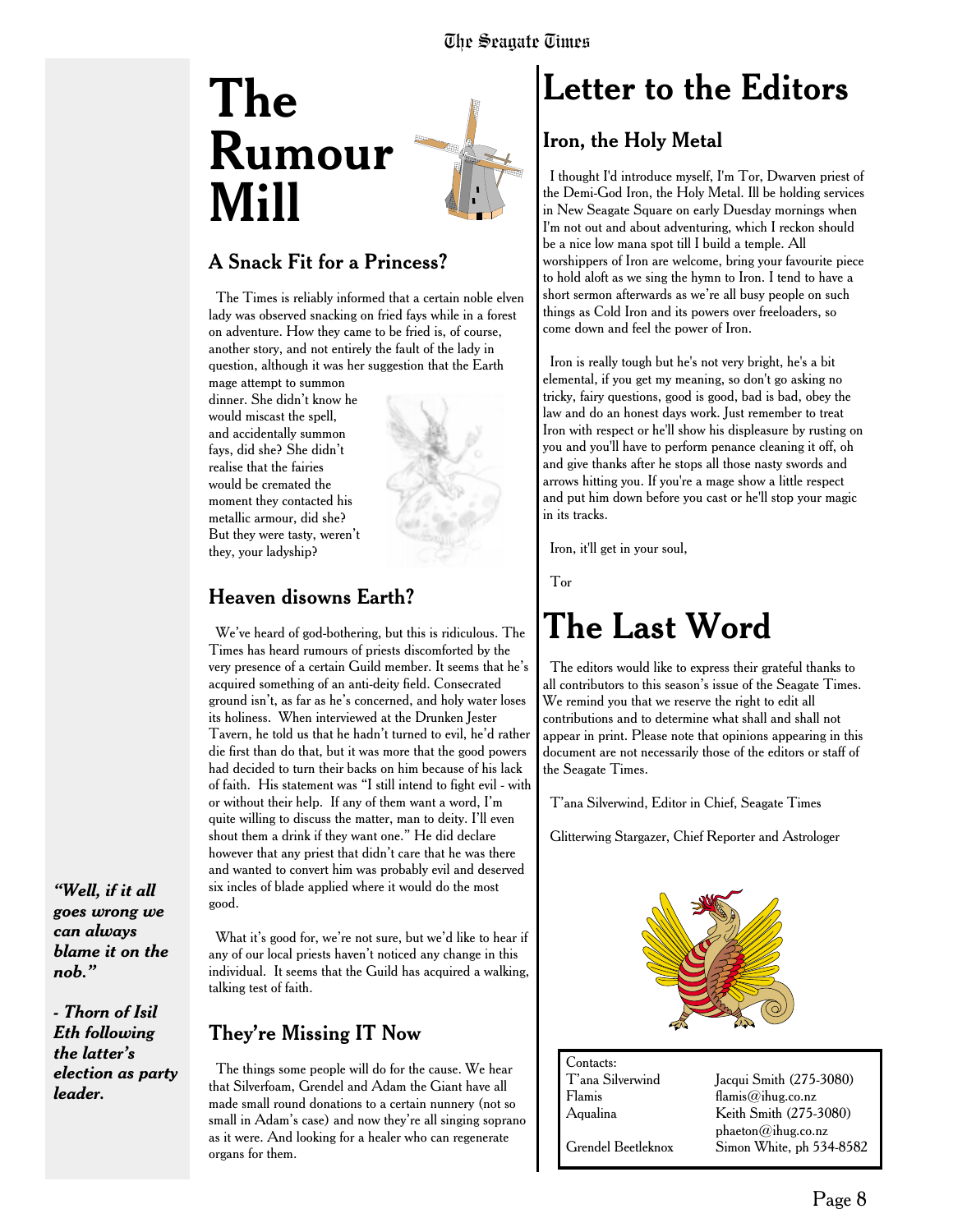# The Rumour Mill

## A Snack Fit for a Princess?

The Times is reliably informed that a certain noble elven lady was observed snacking on fried fays while in a forest on adventure. How they came to be fried is, of course, another story, and not entirely the fault of the lady in question, although it was her suggestion that the Earth mage attempt to summon dinner. She didn't know he would miscast the spell, and accidentally summon fays, did she? She didn't realise that the fairies would be cremated the moment they contacted his metallic armour, did she? But they were tasty, weren't they, your ladyship?

## Heaven disowns Earth?

We've heard of god-bothering, but this is ridiculous. The Times has heard rumours of priests discomforted by the very presence of a certain Guild member. It seems that he's acquired something of an anti-deity field. Consecrated ground isn't, as far as he's concerned, and holy water loses its holiness. When interviewed at the Drunken Jester Tavern, he told us that he hadn't turned to evil, he'd rather die first than do that, but it was more that the good powers had decided to turn their backs on him because of his lack of faith. His statement was "I still intend to fight evil - with or without their help. If any of them want a word, I'm quite willing to discuss the matter, man to deity. I'll even shout them a drink if they want one." He did declare however that any priest that didn't care that he was there and wanted to convert him was probably evil and deserved six incles of blade applied where it would do the most good.

What it's good for, we're not sure, but we'd like to hear if any of our local priests haven't noticed any change in this individual. It seems that the Guild has acquired a walking, talking test of faith.

## They're Missing IT Now

The things some people will do for the cause. We hear that Silverfoam, Grendel and Adam the Giant have all made small round donations to a certain nunnery (not so small in Adam's case) and now they're all singing soprano as it were. And looking for a healer who can regenerate organs for them.

***"Well, if it all goes wrong we can always blame it on the nob."***

***- Thorn of Isil Eth following the latter's election as party leader.***

# Letter to the Editors

## Iron, the Holy Metal

I thought I'd introduce myself, I'm Tor, Dwarven priest of the Demi-God Iron, the Holy Metal. Ill be holding services in New Seagate Square on early Duesday mornings when I'm not out and about adventuring, which I reckon should be a nice low mana spot till I build a temple. All worshippers of Iron are welcome, bring your favourite piece to hold aloft as we sing the hymn to Iron. I tend to have a short sermon afterwards as we're all busy people on such things as Cold Iron and its powers over freeloaders, so come down and feel the power of Iron.

Iron is really tough but he's not very bright, he's a bit elemental, if you get my meaning, so don't go asking no tricky, fairy questions, good is good, bad is bad, obey the law and do an honest days work. Just remember to treat Iron with respect or he'll show his displeasure by rusting on you and you'll have to perform penance cleaning it off, oh and give thanks after he stops all those nasty swords and arrows hitting you. If you're a mage show a little respect and put him down before you cast or he'll stop your magic in its tracks.

Iron, it'll get in your soul,

Tor

# The Last Word

The editors would like to express their grateful thanks to all contributors to this season's issue of the Seagate Times. We remind you that we reserve the right to edit all contributions and to determine what shall and shall not appear in print. Please note that opinions appearing in this document are not necessarily those of the editors or staff of the Seagate Times.

T'ana Silverwind, Editor in Chief, Seagate Times

Glitterwing Stargazer, Chief Reporter and Astrologer

| Contacts: | |
|---|---|
| T'ana Silverwind | Jacqui Smith (275-3080) |
| Flamis | flamis@ihug.co.nz |
| Aqualina | Keith Smith (275-3080) |
| | phaeton@ihug.co.nz |
| Grendel Beetleknox | Simon White, ph 534-8582 |